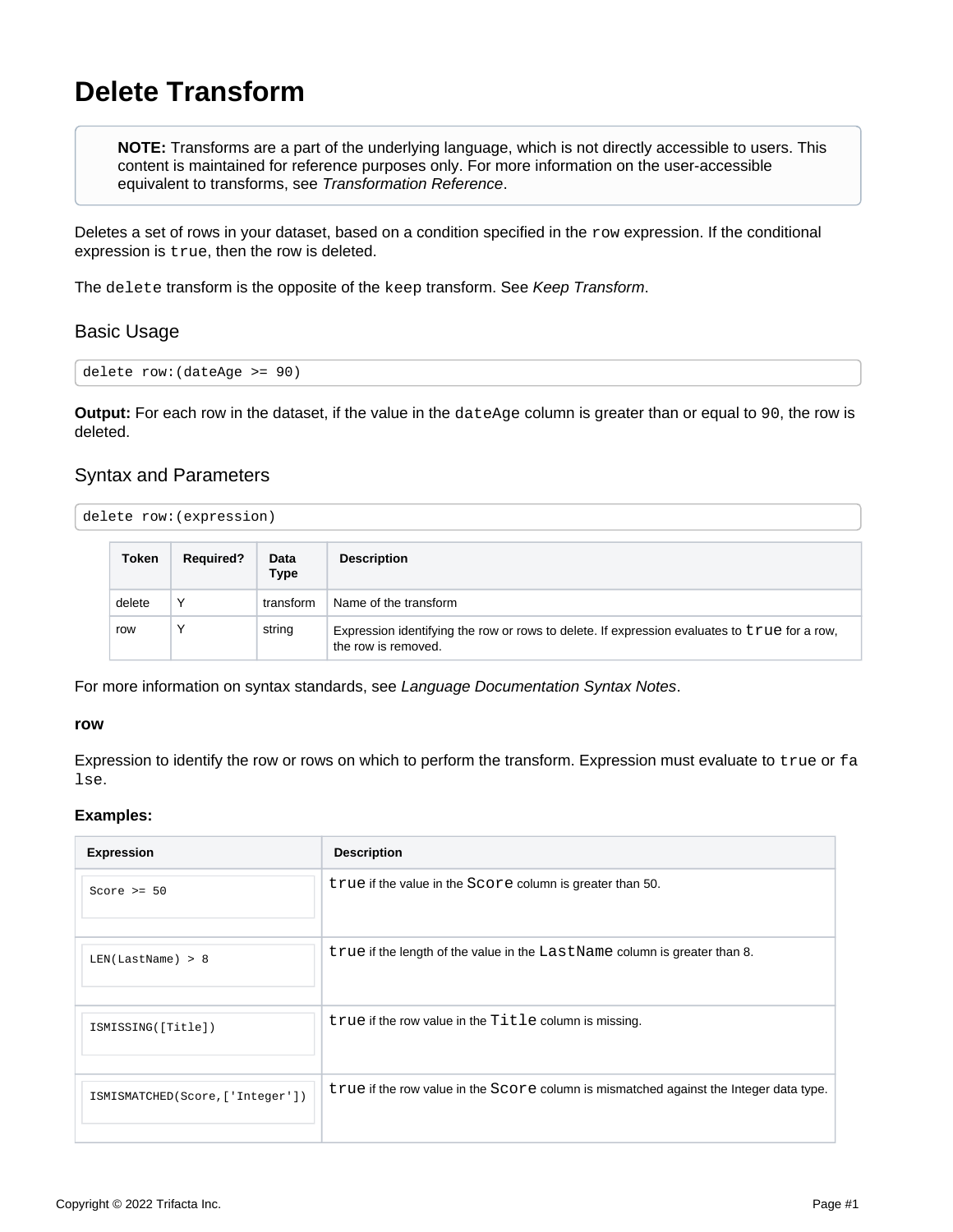# Delete Transform

> **NOTE:** Transforms are a part of the underlying language, which is not directly accessible to users. This content is maintained for reference purposes only. For more information on the user-accessible equivalent to transforms, see *Transformation Reference*.

Deletes a set of rows in your dataset, based on a condition specified in the `row` expression. If the conditional expression is `true`, then the row is deleted.

The `delete` transform is the opposite of the `keep` transform. See *Keep Transform*.

## Basic Usage

```
delete row:(dateAge >= 90)
```

**Output:** For each row in the dataset, if the value in the `dateAge` column is greater than or equal to `90`, the row is deleted.

## Syntax and Parameters

```
delete row:(expression)
```

| Token | Required? | Data Type | Description |
|---|---|---|---|
| delete | Y | transform | Name of the transform |
| row | Y | string | Expression identifying the row or rows to delete. If expression evaluates to `true` for a row, the row is removed. |

For more information on syntax standards, see *Language Documentation Syntax Notes*.

**row**

Expression to identify the row or rows on which to perform the transform. Expression must evaluate to `true` or `false`.

**Examples:**

| Expression | Description |
|---|---|
| `Score >= 50` | `true` if the value in the `Score` column is greater than 50. |
| `LEN(LastName) > 8` | `true` if the length of the value in the `LastName` column is greater than 8. |
| `ISMISSING([Title])` | `true` if the row value in the `Title` column is missing. |
| `ISMISMATCHED(Score,['Integer'])` | `true` if the row value in the `Score` column is mismatched against the Integer data type. |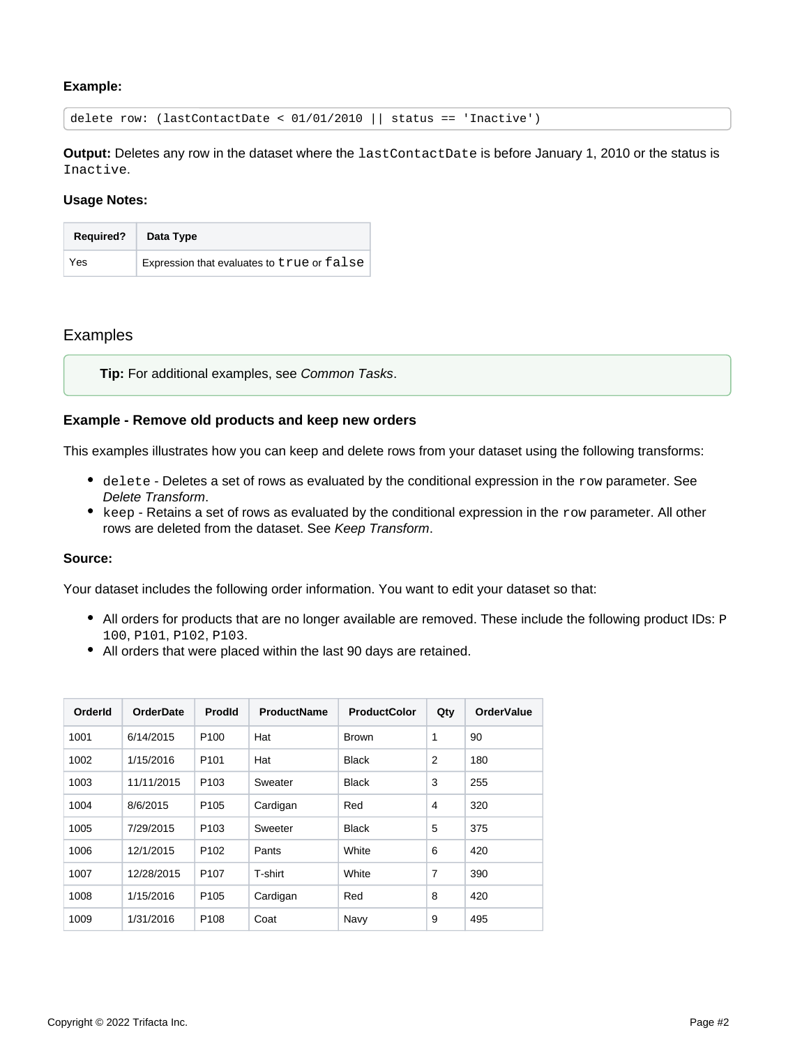**Example:**

```
delete row: (lastContactDate < 01/01/2010 || status == 'Inactive')
```

**Output:** Deletes any row in the dataset where the `lastContactDate` is before January 1, 2010 or the status is `Inactive`.

**Usage Notes:**

| Required? | Data Type |
| --- | --- |
| Yes | Expression that evaluates to `true` or `false` |

## Examples

> **Tip:** For additional examples, see *Common Tasks*.

### Example - Remove old products and keep new orders

This examples illustrates how you can keep and delete rows from your dataset using the following transforms:

- `delete` - Deletes a set of rows as evaluated by the conditional expression in the `row` parameter. See *Delete Transform*.
- `keep` - Retains a set of rows as evaluated by the conditional expression in the `row` parameter. All other rows are deleted from the dataset. See *Keep Transform*.

**Source:**

Your dataset includes the following order information. You want to edit your dataset so that:

- All orders for products that are no longer available are removed. These include the following product IDs: `P100`, `P101`, `P102`, `P103`.
- All orders that were placed within the last 90 days are retained.

| OrderId | OrderDate | ProdId | ProductName | ProductColor | Qty | OrderValue |
| --- | --- | --- | --- | --- | --- | --- |
| 1001 | 6/14/2015 | P100 | Hat | Brown | 1 | 90 |
| 1002 | 1/15/2016 | P101 | Hat | Black | 2 | 180 |
| 1003 | 11/11/2015 | P103 | Sweater | Black | 3 | 255 |
| 1004 | 8/6/2015 | P105 | Cardigan | Red | 4 | 320 |
| 1005 | 7/29/2015 | P103 | Sweeter | Black | 5 | 375 |
| 1006 | 12/1/2015 | P102 | Pants | White | 6 | 420 |
| 1007 | 12/28/2015 | P107 | T-shirt | White | 7 | 390 |
| 1008 | 1/15/2016 | P105 | Cardigan | Red | 8 | 420 |
| 1009 | 1/31/2016 | P108 | Coat | Navy | 9 | 495 |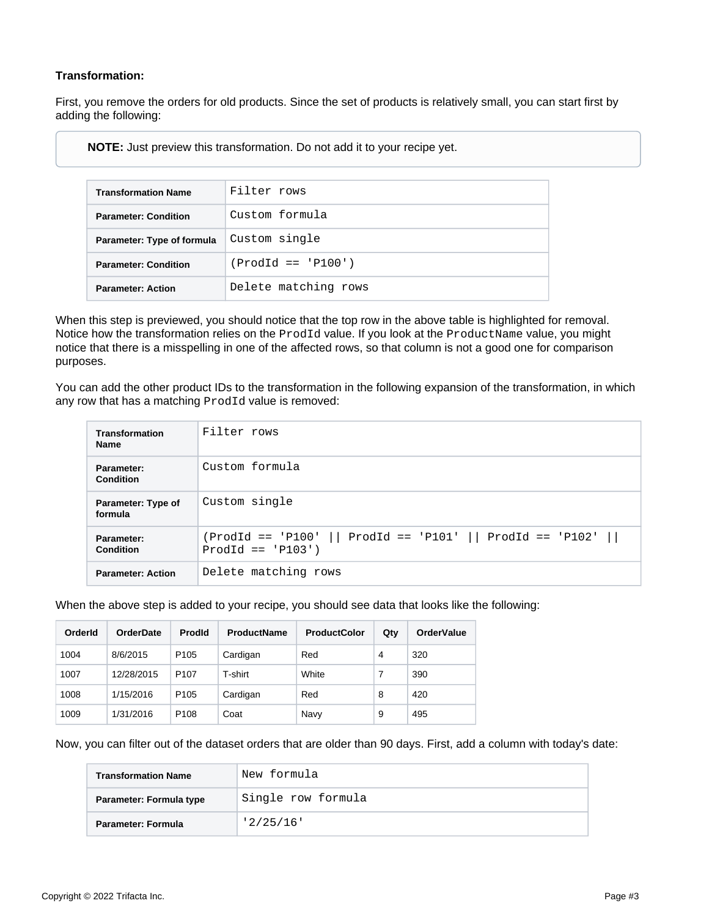**Transformation:**

First, you remove the orders for old products. Since the set of products is relatively small, you can start first by adding the following:

> **NOTE:** Just preview this transformation. Do not add it to your recipe yet.

| Transformation Name | `Filter rows` |
|---|---|
| Parameter: Condition | `Custom formula` |
| Parameter: Type of formula | `Custom single` |
| Parameter: Condition | `(ProdId == 'P100')` |
| Parameter: Action | `Delete matching rows` |

When this step is previewed, you should notice that the top row in the above table is highlighted for removal. Notice how the transformation relies on the `ProdId` value. If you look at the `ProductName` value, you might notice that there is a misspelling in one of the affected rows, so that column is not a good one for comparison purposes.

You can add the other product IDs to the transformation in the following expansion of the transformation, in which any row that has a matching `ProdId` value is removed:

| Transformation Name | `Filter rows` |
|---|---|
| Parameter: Condition | `Custom formula` |
| Parameter: Type of formula | `Custom single` |
| Parameter: Condition | `(ProdId == 'P100' \|\| ProdId == 'P101' \|\| ProdId == 'P102' \|\| ProdId == 'P103')` |
| Parameter: Action | `Delete matching rows` |

When the above step is added to your recipe, you should see data that looks like the following:

| OrderId | OrderDate | ProdId | ProductName | ProductColor | Qty | OrderValue |
|---|---|---|---|---|---|---|
| 1004 | 8/6/2015 | P105 | Cardigan | Red | 4 | 320 |
| 1007 | 12/28/2015 | P107 | T-shirt | White | 7 | 390 |
| 1008 | 1/15/2016 | P105 | Cardigan | Red | 8 | 420 |
| 1009 | 1/31/2016 | P108 | Coat | Navy | 9 | 495 |

Now, you can filter out of the dataset orders that are older than 90 days. First, add a column with today's date:

| Transformation Name | `New formula` |
|---|---|
| Parameter: Formula type | `Single row formula` |
| Parameter: Formula | `'2/25/16'` |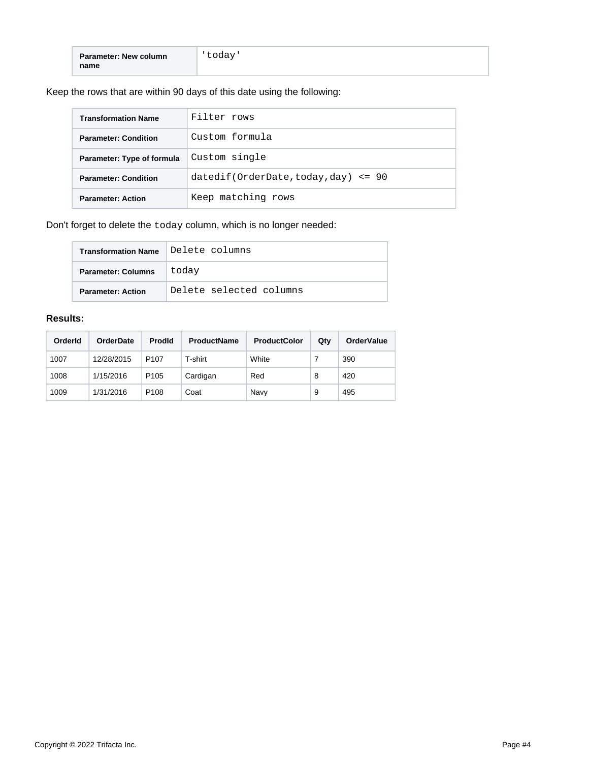| | |
|---|---|
| **Parameter: New column name** | 'today' |

Keep the rows that are within 90 days of this date using the following:

| | |
|---|---|
| **Transformation Name** | Filter rows |
| **Parameter: Condition** | Custom formula |
| **Parameter: Type of formula** | Custom single |
| **Parameter: Condition** | datedif(OrderDate,today,day) <= 90 |
| **Parameter: Action** | Keep matching rows |

Don't forget to delete the `today` column, which is no longer needed:

| | |
|---|---|
| **Transformation Name** | Delete columns |
| **Parameter: Columns** | today |
| **Parameter: Action** | Delete selected columns |

**Results:**

| OrderId | OrderDate | ProdId | ProductName | ProductColor | Qty | OrderValue |
|---|---|---|---|---|---|---|
| 1007 | 12/28/2015 | P107 | T-shirt | White | 7 | 390 |
| 1008 | 1/15/2016 | P105 | Cardigan | Red | 8 | 420 |
| 1009 | 1/31/2016 | P108 | Coat | Navy | 9 | 495 |